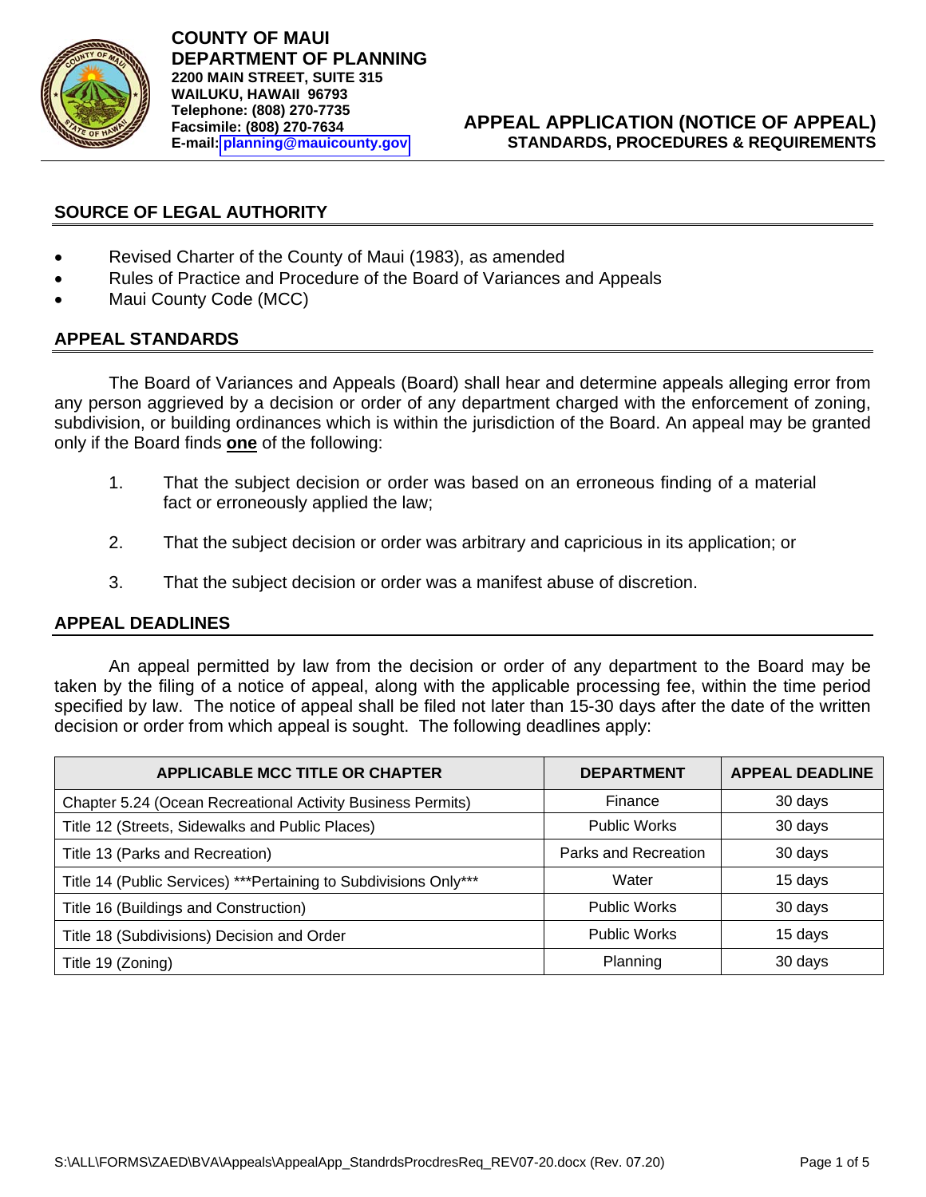**COUNTY OF MAUI**
**DEPARTMENT OF PLANNING**
**2200 MAIN STREET, SUITE 315**
**WAILUKU, HAWAII 96793**
**Telephone: (808) 270-7735**
**Facsimile: (808) 270-7634**
**E-mail: planning@mauicounty.gov**

# APPEAL APPLICATION (NOTICE OF APPEAL)
## STANDARDS, PROCEDURES & REQUIREMENTS

## SOURCE OF LEGAL AUTHORITY

- Revised Charter of the County of Maui (1983), as amended
- Rules of Practice and Procedure of the Board of Variances and Appeals
- Maui County Code (MCC)

## APPEAL STANDARDS

The Board of Variances and Appeals (Board) shall hear and determine appeals alleging error from any person aggrieved by a decision or order of any department charged with the enforcement of zoning, subdivision, or building ordinances which is within the jurisdiction of the Board. An appeal may be granted only if the Board finds **one** of the following:

1. That the subject decision or order was based on an erroneous finding of a material fact or erroneously applied the law;

2. That the subject decision or order was arbitrary and capricious in its application; or

3. That the subject decision or order was a manifest abuse of discretion.

## APPEAL DEADLINES

An appeal permitted by law from the decision or order of any department to the Board may be taken by the filing of a notice of appeal, along with the applicable processing fee, within the time period specified by law. The notice of appeal shall be filed not later than 15-30 days after the date of the written decision or order from which appeal is sought. The following deadlines apply:

| APPLICABLE MCC TITLE OR CHAPTER | DEPARTMENT | APPEAL DEADLINE |
|---|---|---|
| Chapter 5.24 (Ocean Recreational Activity Business Permits) | Finance | 30 days |
| Title 12 (Streets, Sidewalks and Public Places) | Public Works | 30 days |
| Title 13 (Parks and Recreation) | Parks and Recreation | 30 days |
| Title 14 (Public Services) ***Pertaining to Subdivisions Only*** | Water | 15 days |
| Title 16 (Buildings and Construction) | Public Works | 30 days |
| Title 18 (Subdivisions) Decision and Order | Public Works | 15 days |
| Title 19 (Zoning) | Planning | 30 days |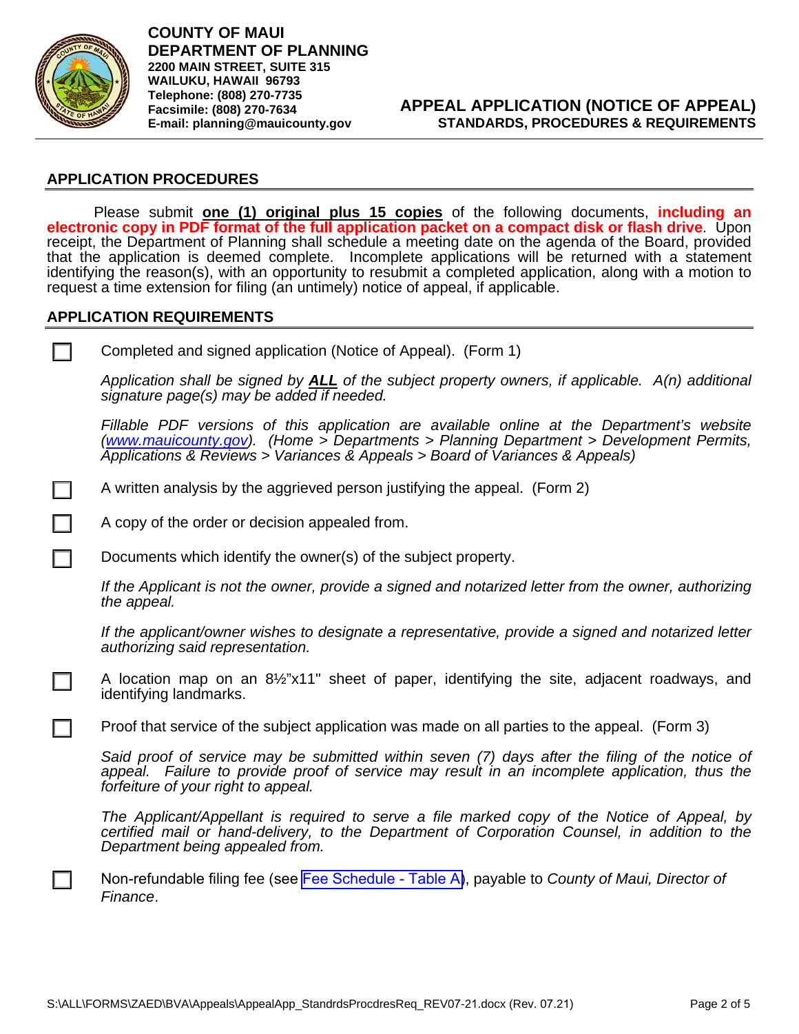**COUNTY OF MAUI**
**DEPARTMENT OF PLANNING**
**2200 MAIN STREET, SUITE 315**
**WAILUKU, HAWAII 96793**
**Telephone: (808) 270-7735**
**Facsimile: (808) 270-7634**
**E-mail: planning@mauicounty.gov**

**APPEAL APPLICATION (NOTICE OF APPEAL)**
**STANDARDS, PROCEDURES & REQUIREMENTS**

## APPLICATION PROCEDURES

Please submit **one (1) original plus 15 copies** of the following documents, **including an electronic copy in PDF format of the full application packet on a compact disk or flash drive**. Upon receipt, the Department of Planning shall schedule a meeting date on the agenda of the Board, provided that the application is deemed complete. Incomplete applications will be returned with a statement identifying the reason(s), with an opportunity to resubmit a completed application, along with a motion to request a time extension for filing (an untimely) notice of appeal, if applicable.

## APPLICATION REQUIREMENTS

☐ Completed and signed application (Notice of Appeal). (Form 1)

*Application shall be signed by **ALL** of the subject property owners, if applicable. A(n) additional signature page(s) may be added if needed.*

*Fillable PDF versions of this application are available online at the Department's website (www.mauicounty.gov). (Home > Departments > Planning Department > Development Permits, Applications & Reviews > Variances & Appeals > Board of Variances & Appeals)*

☐ A written analysis by the aggrieved person justifying the appeal. (Form 2)

☐ A copy of the order or decision appealed from.

☐ Documents which identify the owner(s) of the subject property.

*If the Applicant is not the owner, provide a signed and notarized letter from the owner, authorizing the appeal.*

*If the applicant/owner wishes to designate a representative, provide a signed and notarized letter authorizing said representation.*

☐ A location map on an 8½"x11" sheet of paper, identifying the site, adjacent roadways, and identifying landmarks.

☐ Proof that service of the subject application was made on all parties to the appeal. (Form 3)

*Said proof of service may be submitted within seven (7) days after the filing of the notice of appeal. Failure to provide proof of service may result in an incomplete application, thus the forfeiture of your right to appeal.*

*The Applicant/Appellant is required to serve a file marked copy of the Notice of Appeal, by certified mail or hand-delivery, to the Department of Corporation Counsel, in addition to the Department being appealed from.*

☐ Non-refundable filing fee (see Fee Schedule - Table A), payable to *County of Maui, Director of Finance*.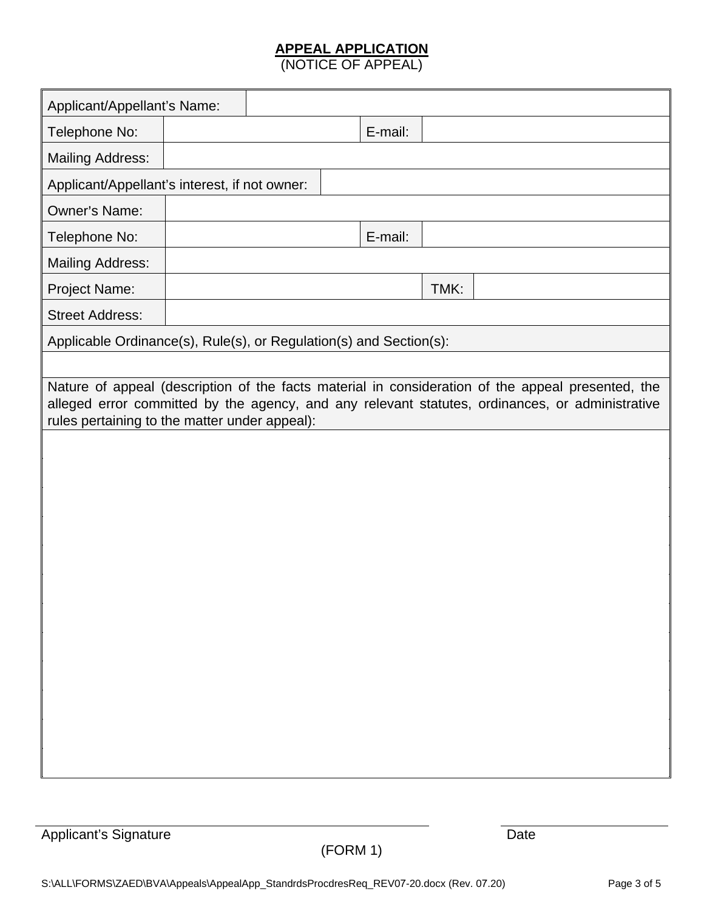**APPEAL APPLICATION**
(NOTICE OF APPEAL)

| Applicant/Appellant's Name: | | | |
|---|---|---|---|
| Telephone No: | | E-mail: | |
| Mailing Address: | | | |
| Applicant/Appellant's interest, if not owner: | | | |
| Owner's Name: | | | |
| Telephone No: | | E-mail: | |
| Mailing Address: | | | |
| Project Name: | | TMK: | |
| Street Address: | | | |
| Applicable Ordinance(s), Rule(s), or Regulation(s) and Section(s): | | | |
| | | | |
| Nature of appeal (description of the facts material in consideration of the appeal presented, the alleged error committed by the agency, and any relevant statutes, ordinances, or administrative rules pertaining to the matter under appeal): | | | |
| | | | |

_______________________________ Applicant's Signature

_______________ Date

(FORM 1)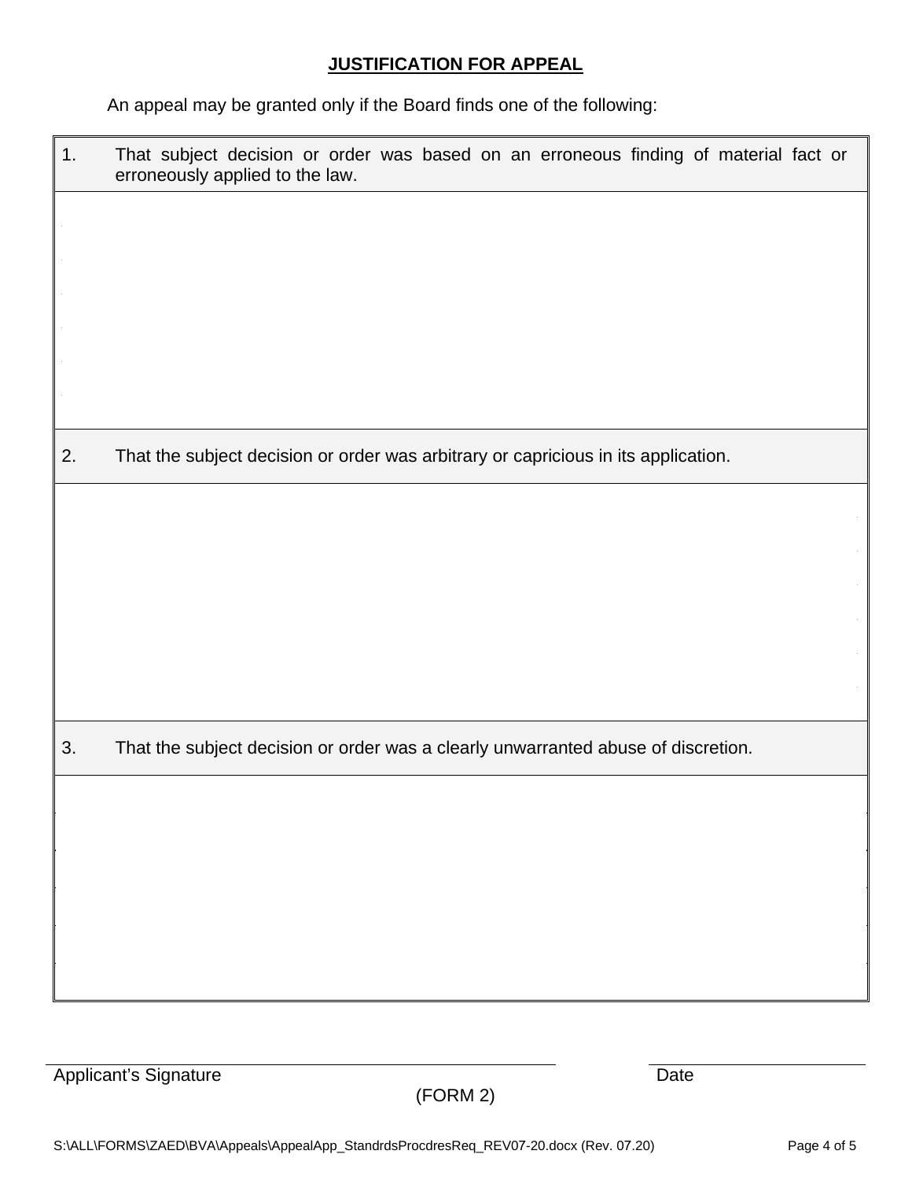## JUSTIFICATION FOR APPEAL

An appeal may be granted only if the Board finds one of the following:

| 1. That subject decision or order was based on an erroneous finding of material fact or erroneously applied to the law. |
| --- |
| |
| **2.** That the subject decision or order was arbitrary or capricious in its application. |
| |
| **3.** That the subject decision or order was a clearly unwarranted abuse of discretion. |
| |

Applicant's Signature ____________________ Date ____________

(FORM 2)

S:\ALL\FORMS\ZAED\BVA\Appeals\AppealApp_StandrdsProcdresReq_REV07-20.docx (Rev. 07.20)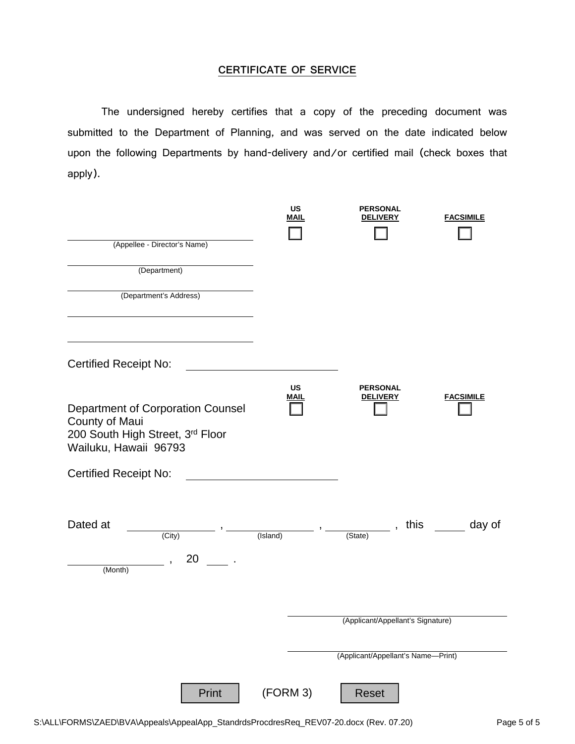## CERTIFICATE OF SERVICE

The undersigned hereby certifies that a copy of the preceding document was submitted to the Department of Planning, and was served on the date indicated below upon the following Departments by hand-delivery and/or certified mail (check boxes that apply).

| | US MAIL | PERSONAL DELIVERY | FACSIMILE |
|---|---|---|---|
| ______________________ (Appellee - Director's Name) | ☐ | ☐ | ☐ |
| ______________________ (Department) | | | |
| ______________________ (Department's Address) | | | |
| ______________________ | | | |
| ______________________ | | | |

Certified Receipt No: ______________________

| | US MAIL | PERSONAL DELIVERY | FACSIMILE |
|---|---|---|---|
| Department of Corporation Counsel<br>County of Maui<br>200 South High Street, 3rd Floor<br>Wailuku, Hawaii 96793 | ☐ | ☐ | ☐ |

Certified Receipt No: ______________________

Dated at ______________ (City), ______________ (Island), ____________ (State), this _____ day of ______________ (Month), 20 ___ .

______________________________
(Applicant/Appellant's Signature)

______________________________
(Applicant/Appellant's Name—Print)

Print (FORM 3) Reset